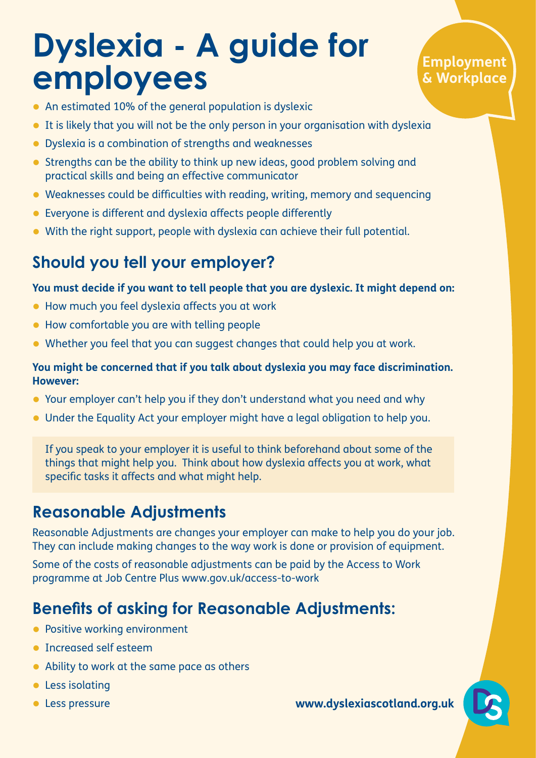# Dyslexia - A guide for employees

Employment & Workplace

- An estimated 10% of the general population is dyslexic
- It is likely that you will not be the only person in your organisation with dyslexia
- Dyslexia is a combination of strengths and weaknesses
- Strengths can be the ability to think up new ideas, good problem solving and practical skills and being an effective communicator
- Weaknesses could be difficulties with reading, writing, memory and sequencing
- Everyone is different and dyslexia affects people differently
- With the right support, people with dyslexia can achieve their full potential.

## Should you tell your employer?

**You must decide if you want to tell people that you are dyslexic. It might depend on:**

- How much you feel dyslexia affects you at work
- How comfortable you are with telling people
- Whether you feel that you can suggest changes that could help you at work.

**You might be concerned that if you talk about dyslexia you may face discrimination. However:**

- Your employer can't help you if they don't understand what you need and why
- Under the Equality Act your employer might have a legal obligation to help you.

If you speak to your employer it is useful to think beforehand about some of the things that might help you. Think about how dyslexia affects you at work, what specific tasks it affects and what might help.

## Reasonable Adjustments

Reasonable Adjustments are changes your employer can make to help you do your job. They can include making changes to the way work is done or provision of equipment.

Some of the costs of reasonable adjustments can be paid by the Access to Work programme at Job Centre Plus www.gov.uk/access-to-work

## Benefits of asking for Reasonable Adjustments:

- Positive working environment
- Increased self esteem
- Ability to work at the same pace as others
- Less isolating
- Less pressure

**www.dyslexiascotland.org.uk**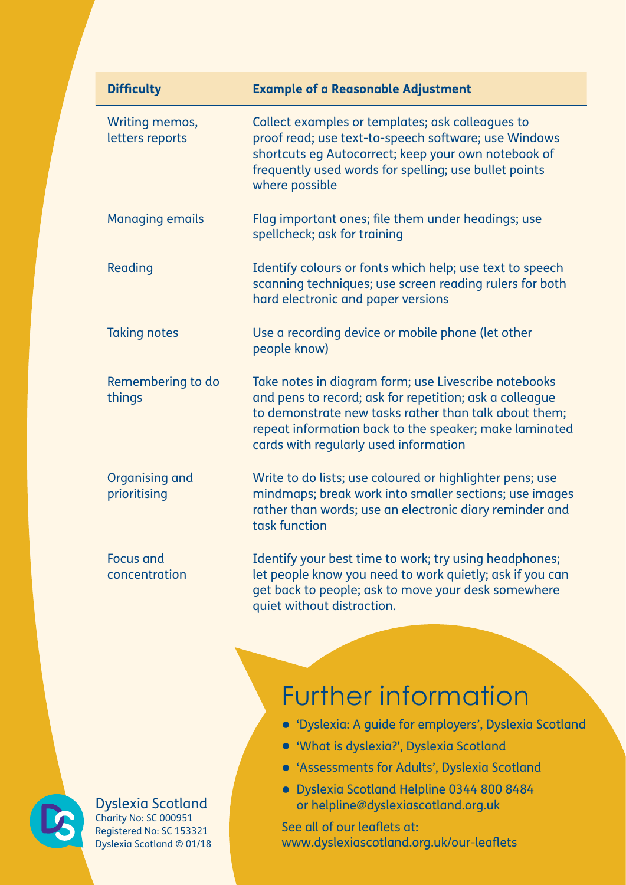| Difficulty | Example of a Reasonable Adjustment |
| --- | --- |
| Writing memos, letters reports | Collect examples or templates; ask colleagues to proof read; use text-to-speech software; use Windows shortcuts eg Autocorrect; keep your own notebook of frequently used words for spelling; use bullet points where possible |
| Managing emails | Flag important ones; file them under headings; use spellcheck; ask for training |
| Reading | Identify colours or fonts which help; use text to speech scanning techniques; use screen reading rulers for both hard electronic and paper versions |
| Taking notes | Use a recording device or mobile phone (let other people know) |
| Remembering to do things | Take notes in diagram form; use Livescribe notebooks and pens to record; ask for repetition; ask a colleague to demonstrate new tasks rather than talk about them; repeat information back to the speaker; make laminated cards with regularly used information |
| Organising and prioritising | Write to do lists; use coloured or highlighter pens; use mindmaps; break work into smaller sections; use images rather than words; use an electronic diary reminder and task function |
| Focus and concentration | Identify your best time to work; try using headphones; let people know you need to work quietly; ask if you can get back to people; ask to move your desk somewhere quiet without distraction. |

# Further information

- 'Dyslexia: A guide for employers', Dyslexia Scotland
- 'What is dyslexia?', Dyslexia Scotland
- 'Assessments for Adults', Dyslexia Scotland
- Dyslexia Scotland Helpline 0344 800 8484 or helpline@dyslexiascotland.org.uk

See all of our leaflets at:
www.dyslexiascotland.org.uk/our-leaflets

Dyslexia Scotland
Charity No: SC 000951
Registered No: SC 153321
Dyslexia Scotland © 01/18